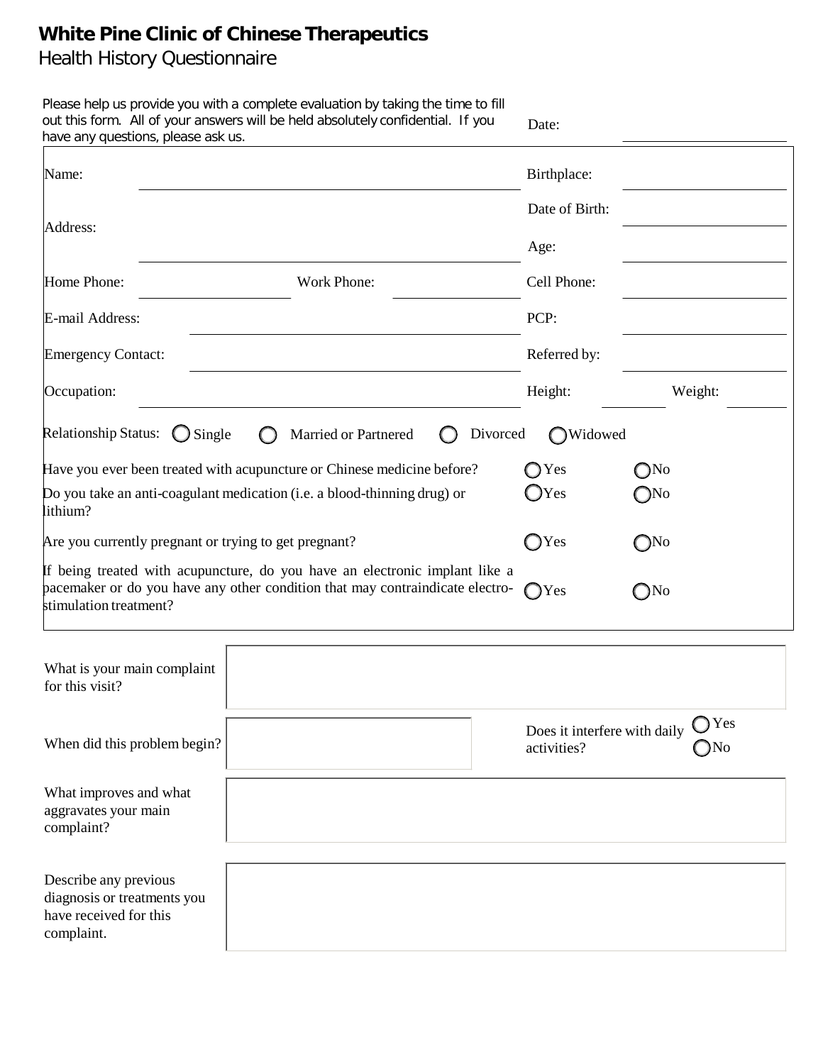# White Pine Clinic of Chinese Therapeutics

## Health History Questionnaire

Please help us provide you with a complete evaluation by taking the time to fill out this form. All of your answers will be held absolutely confidential. If you have any questions, please ask us.

Date: ______________________

Name: ______________________ Birthplace: ______________________

Address: ______________________ Date of Birth: ______________________

Age: ______________________

Home Phone: ______________ Work Phone: ______________ Cell Phone: ______________

E-mail Address: ______________________ PCP: ______________________

Emergency Contact: ______________________ Referred by: ______________________

Occupation: ______________________ Height: __________ Weight: __________

Relationship Status: ○ Single ○ Married or Partnered ○ Divorced ○ Widowed

Have you ever been treated with acupuncture or Chinese medicine before? ○ Yes ○ No

Do you take an anti-coagulant medication (i.e. a blood-thinning drug) or lithium? ○ Yes ○ No

Are you currently pregnant or trying to get pregnant? ○ Yes ○ No

If being treated with acupuncture, do you have an electronic implant like a pacemaker or do you have any other condition that may contraindicate electro-stimulation treatment? ○ Yes ○ No

What is your main complaint for this visit? ______________________

When did this problem begin? ______________________ Does it interfere with daily activities? ○ Yes ○ No

What improves and what aggravates your main complaint? ______________________

Describe any previous diagnosis or treatments you have received for this complaint. ______________________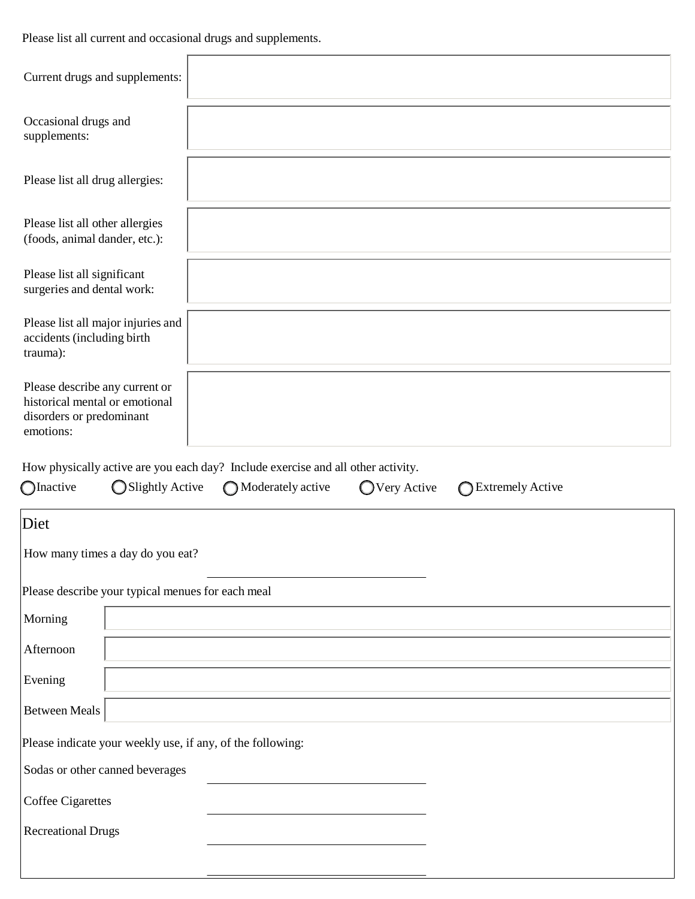Please list all current and occasional drugs and supplements.

Current drugs and supplements:

Occasional drugs and supplements:

Please list all drug allergies:

Please list all other allergies (foods, animal dander, etc.):

Please list all significant surgeries and dental work:

Please list all major injuries and accidents (including birth trauma):

Please describe any current or historical mental or emotional disorders or predominant emotions:

How physically active are you each day? Include exercise and all other activity.

- ◯ Inactive
- ◯ Slightly Active
- ◯ Moderately active
- ◯ Very Active
- ◯ Extremely Active

## Diet

How many times a day do you eat? \_\_\_\_\_\_\_\_\_\_\_\_\_\_\_\_\_\_\_\_

Please describe your typical menues for each meal

Morning

Afternoon

Evening

Between Meals

Please indicate your weekly use, if any, of the following:

Sodas or other canned beverages \_\_\_\_\_\_\_\_\_\_\_\_\_\_\_\_\_\_\_\_

Coffee Cigarettes \_\_\_\_\_\_\_\_\_\_\_\_\_\_\_\_\_\_\_\_

Recreational Drugs \_\_\_\_\_\_\_\_\_\_\_\_\_\_\_\_\_\_\_\_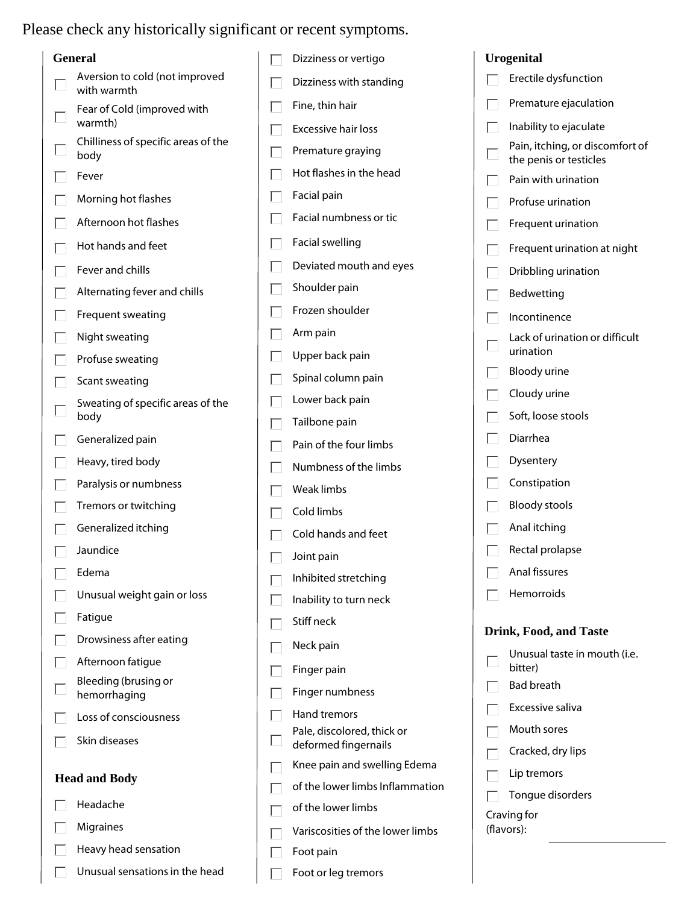Please check any historically significant or recent symptoms.

### General

- [ ] Aversion to cold (not improved with warmth
- [ ] Fear of Cold (improved with warmth)
- [ ] Chilliness of specific areas of the body
- [ ] Fever
- [ ] Morning hot flashes
- [ ] Afternoon hot flashes
- [ ] Hot hands and feet
- [ ] Fever and chills
- [ ] Alternating fever and chills
- [ ] Frequent sweating
- [ ] Night sweating
- [ ] Profuse sweating
- [ ] Scant sweating
- [ ] Sweating of specific areas of the body
- [ ] Generalized pain
- [ ] Heavy, tired body
- [ ] Paralysis or numbness
- [ ] Tremors or twitching
- [ ] Generalized itching
- [ ] Jaundice
- [ ] Edema
- [ ] Unusual weight gain or loss
- [ ] Fatigue
- [ ] Drowsiness after eating
- [ ] Afternoon fatigue
- [ ] Bleeding (brusing or hemorrhaging
- [ ] Loss of consciousness
- [ ] Skin diseases

### Head and Body

- [ ] Headache
- [ ] Migraines
- [ ] Heavy head sensation
- [ ] Unusual sensations in the head
- [ ] Dizziness or vertigo
- [ ] Dizziness with standing
- [ ] Fine, thin hair
- [ ] Excessive hair loss
- [ ] Premature graying
- [ ] Hot flashes in the head
- [ ] Facial pain
- [ ] Facial numbness or tic
- [ ] Facial swelling
- [ ] Deviated mouth and eyes
- [ ] Shoulder pain
- [ ] Frozen shoulder
- [ ] Arm pain
- [ ] Upper back pain
- [ ] Spinal column pain
- [ ] Lower back pain
- [ ] Tailbone pain
- [ ] Pain of the four limbs
- [ ] Numbness of the limbs
- [ ] Weak limbs
- [ ] Cold limbs
- [ ] Cold hands and feet
- [ ] Joint pain
- [ ] Inhibited stretching
- [ ] Inability to turn neck
- [ ] Stiff neck
- [ ] Neck pain
- [ ] Finger pain
- [ ] Finger numbness
- [ ] Hand tremors
- [ ] Pale, discolored, thick or deformed fingernails
- [ ] Knee pain and swelling Edema
- [ ] of the lower limbs Inflammation
- [ ] of the lower limbs
- [ ] Variscosities of the lower limbs
- [ ] Foot pain
- [ ] Foot or leg tremors

### Urogenital

- [ ] Erectile dysfunction
- [ ] Premature ejaculation
- [ ] Inability to ejaculate
- [ ] Pain, itching, or discomfort of the penis or testicles
- [ ] Pain with urination
- [ ] Profuse urination
- [ ] Frequent urination
- [ ] Frequent urination at night
- [ ] Dribbling urination
- [ ] Bedwetting
- [ ] Incontinence
- [ ] Lack of urination or difficult urination
- [ ] Bloody urine
- [ ] Cloudy urine
- [ ] Soft, loose stools
- [ ] Diarrhea
- [ ] Dysentery
- [ ] Constipation
- [ ] Bloody stools
- [ ] Anal itching
- [ ] Rectal prolapse
- [ ] Anal fissures
- [ ] Hemorroids

### Drink, Food, and Taste

- [ ] Unusual taste in mouth (i.e. bitter)
- [ ] Bad breath
- [ ] Excessive saliva
- [ ] Mouth sores
- [ ] Cracked, dry lips
- [ ] Lip tremors
- [ ] Tongue disorders

Craving for (flavors): ____________________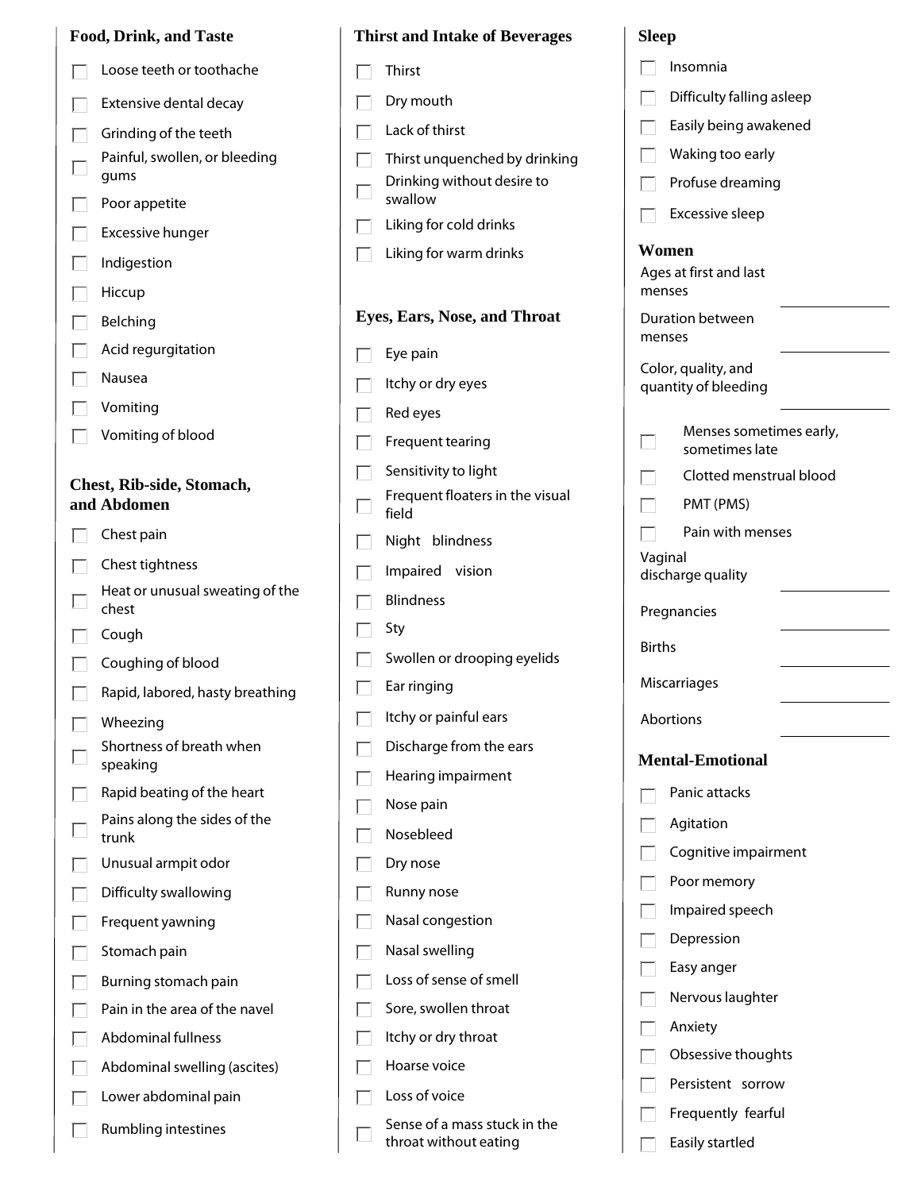## Food, Drink, and Taste

- [ ] Loose teeth or toothache
- [ ] Extensive dental decay
- [ ] Grinding of the teeth
- [ ] Painful, swollen, or bleeding gums
- [ ] Poor appetite
- [ ] Excessive hunger
- [ ] Indigestion
- [ ] Hiccup
- [ ] Belching
- [ ] Acid regurgitation
- [ ] Nausea
- [ ] Vomiting
- [ ] Vomiting of blood

## Chest, Rib-side, Stomach, and Abdomen

- [ ] Chest pain
- [ ] Chest tightness
- [ ] Heat or unusual sweating of the chest
- [ ] Cough
- [ ] Coughing of blood
- [ ] Rapid, labored, hasty breathing
- [ ] Wheezing
- [ ] Shortness of breath when speaking
- [ ] Rapid beating of the heart
- [ ] Pains along the sides of the trunk
- [ ] Unusual armpit odor
- [ ] Difficulty swallowing
- [ ] Frequent yawning
- [ ] Stomach pain
- [ ] Burning stomach pain
- [ ] Pain in the area of the navel
- [ ] Abdominal fullness
- [ ] Abdominal swelling (ascites)
- [ ] Lower abdominal pain
- [ ] Rumbling intestines

## Thirst and Intake of Beverages

- [ ] Thirst
- [ ] Dry mouth
- [ ] Lack of thirst
- [ ] Thirst unquenched by drinking
- [ ] Drinking without desire to swallow
- [ ] Liking for cold drinks
- [ ] Liking for warm drinks

## Eyes, Ears, Nose, and Throat

- [ ] Eye pain
- [ ] Itchy or dry eyes
- [ ] Red eyes
- [ ] Frequent tearing
- [ ] Sensitivity to light
- [ ] Frequent floaters in the visual field
- [ ] Night blindness
- [ ] Impaired vision
- [ ] Blindness
- [ ] Sty
- [ ] Swollen or drooping eyelids
- [ ] Ear ringing
- [ ] Itchy or painful ears
- [ ] Discharge from the ears
- [ ] Hearing impairment
- [ ] Nose pain
- [ ] Nosebleed
- [ ] Dry nose
- [ ] Runny nose
- [ ] Nasal congestion
- [ ] Nasal swelling
- [ ] Loss of sense of smell
- [ ] Sore, swollen throat
- [ ] Itchy or dry throat
- [ ] Hoarse voice
- [ ] Loss of voice
- [ ] Sense of a mass stuck in the throat without eating

## Sleep

- [ ] Insomnia
- [ ] Difficulty falling asleep
- [ ] Easily being awakened
- [ ] Waking too early
- [ ] Profuse dreaming
- [ ] Excessive sleep

## Women

Ages at first and last menses ____________

Duration between menses ____________

Color, quality, and quantity of bleeding ____________

- [ ] Menses sometimes early, sometimes late
- [ ] Clotted menstrual blood
- [ ] PMT (PMS)
- [ ] Pain with menses

Vaginal discharge quality ____________

Pregnancies ____________

Births ____________

Miscarriages ____________

Abortions ____________

## Mental-Emotional

- [ ] Panic attacks
- [ ] Agitation
- [ ] Cognitive impairment
- [ ] Poor memory
- [ ] Impaired speech
- [ ] Depression
- [ ] Easy anger
- [ ] Nervous laughter
- [ ] Anxiety
- [ ] Obsessive thoughts
- [ ] Persistent sorrow
- [ ] Frequently fearful
- [ ] Easily startled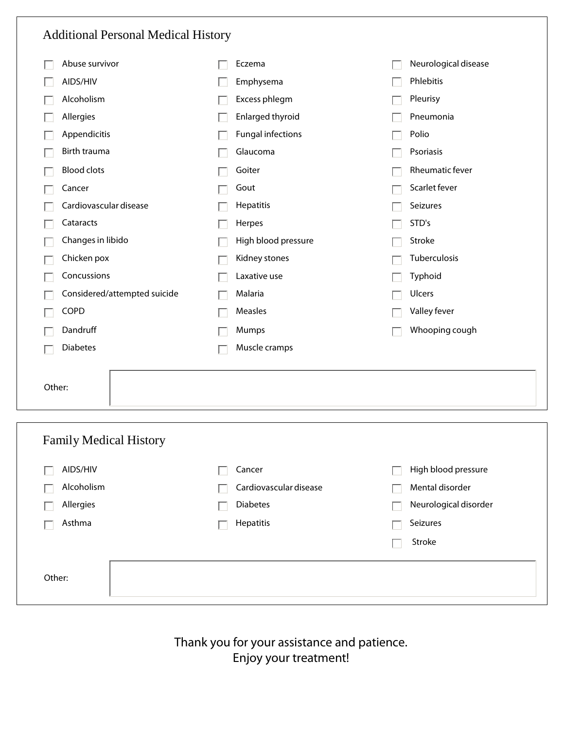## Additional Personal Medical History

- [ ] Abuse survivor
- [ ] AIDS/HIV
- [ ] Alcoholism
- [ ] Allergies
- [ ] Appendicitis
- [ ] Birth trauma
- [ ] Blood clots
- [ ] Cancer
- [ ] Cardiovascular disease
- [ ] Cataracts
- [ ] Changes in libido
- [ ] Chicken pox
- [ ] Concussions
- [ ] Considered/attempted suicide
- [ ] COPD
- [ ] Dandruff
- [ ] Diabetes
- [ ] Eczema
- [ ] Emphysema
- [ ] Excess phlegm
- [ ] Enlarged thyroid
- [ ] Fungal infections
- [ ] Glaucoma
- [ ] Goiter
- [ ] Gout
- [ ] Hepatitis
- [ ] Herpes
- [ ] High blood pressure
- [ ] Kidney stones
- [ ] Laxative use
- [ ] Malaria
- [ ] Measles
- [ ] Mumps
- [ ] Muscle cramps
- [ ] Neurological disease
- [ ] Phlebitis
- [ ] Pleurisy
- [ ] Pneumonia
- [ ] Polio
- [ ] Psoriasis
- [ ] Rheumatic fever
- [ ] Scarlet fever
- [ ] Seizures
- [ ] STD's
- [ ] Stroke
- [ ] Tuberculosis
- [ ] Typhoid
- [ ] Ulcers
- [ ] Valley fever
- [ ] Whooping cough

Other: ______________________________

## Family Medical History

- [ ] AIDS/HIV
- [ ] Alcoholism
- [ ] Allergies
- [ ] Asthma
- [ ] Cancer
- [ ] Cardiovascular disease
- [ ] Diabetes
- [ ] Hepatitis
- [ ] High blood pressure
- [ ] Mental disorder
- [ ] Neurological disorder
- [ ] Seizures
- [ ] Stroke

Other: ______________________________

Thank you for your assistance and patience.
Enjoy your treatment!